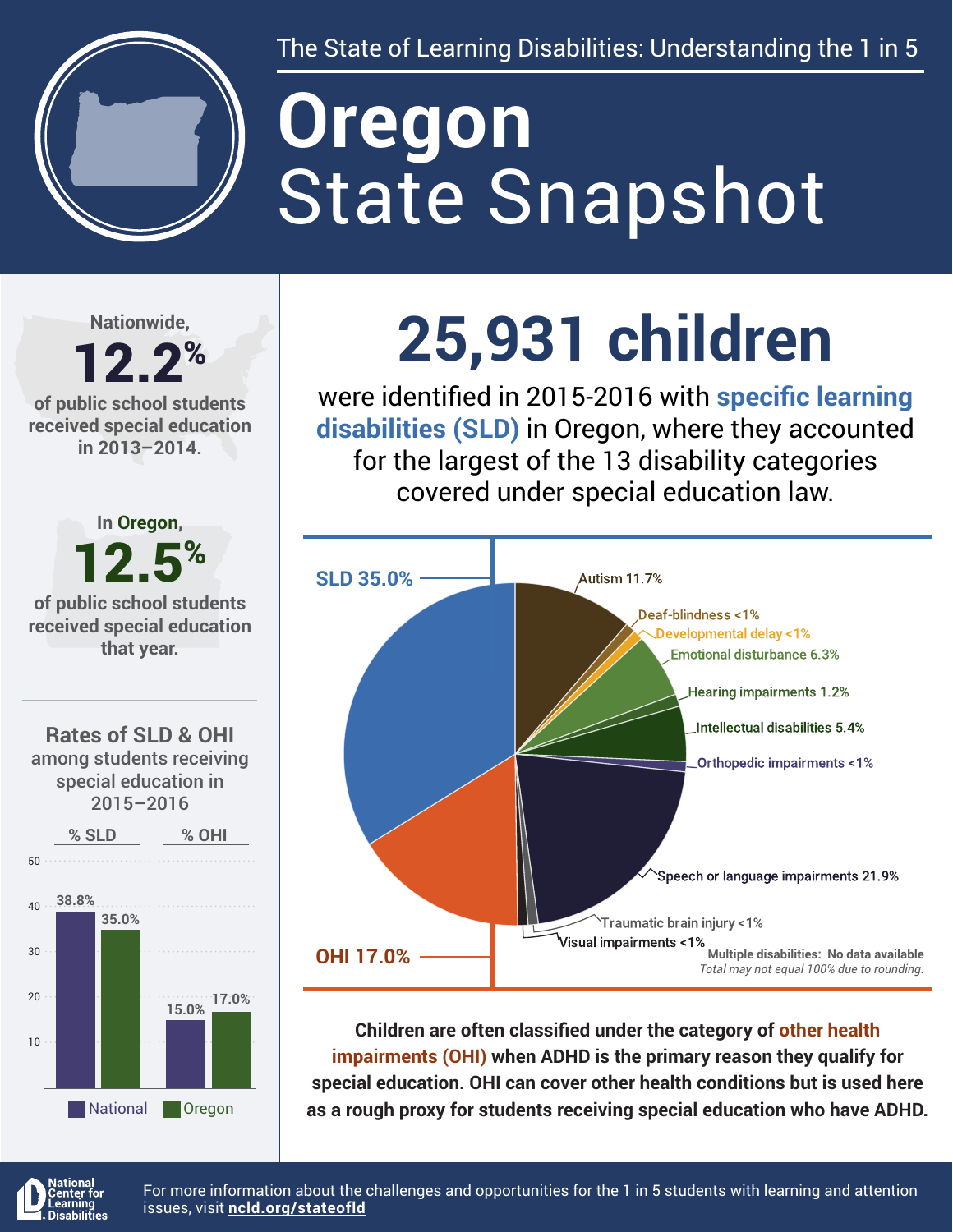The State of Learning Disabilities: Understanding the 1 in 5

# Oregon State Snapshot

Nationwide,

**12.2%**

of public school students received special education in 2013–2014.

In Oregon,

**12.5%**

of public school students received special education that year.

### Rates of SLD & OHI among students receiving special education in 2015–2016

% SLD
% OHI

50
40
30
20
10

38.8%
35.0%
15.0%
17.0%

National
Oregon

## 25,931 children

were identified in 2015-2016 with **specific learning disabilities (SLD)** in Oregon, where they accounted for the largest of the 13 disability categories covered under special education law.

SLD 35.0%
Autism 11.7%
Deaf-blindness <1%
Developmental delay <1%
Emotional disturbance 6.3%
Hearing impairments 1.2%
Intellectual disabilities 5.4%
Orthopedic impairments <1%
Speech or language impairments 21.9%
Traumatic brain injury <1%
Visual impairments <1%
OHI 17.0%
Multiple disabilities: No data available
*Total may not equal 100% due to rounding.*

**Children are often classified under the category of other health impairments (OHI) when ADHD is the primary reason they qualify for special education. OHI can cover other health conditions but is used here as a rough proxy for students receiving special education who have ADHD.**

National Center for Learning Disabilities

For more information about the challenges and opportunities for the 1 in 5 students with learning and attention issues, visit **ncld.org/stateofld**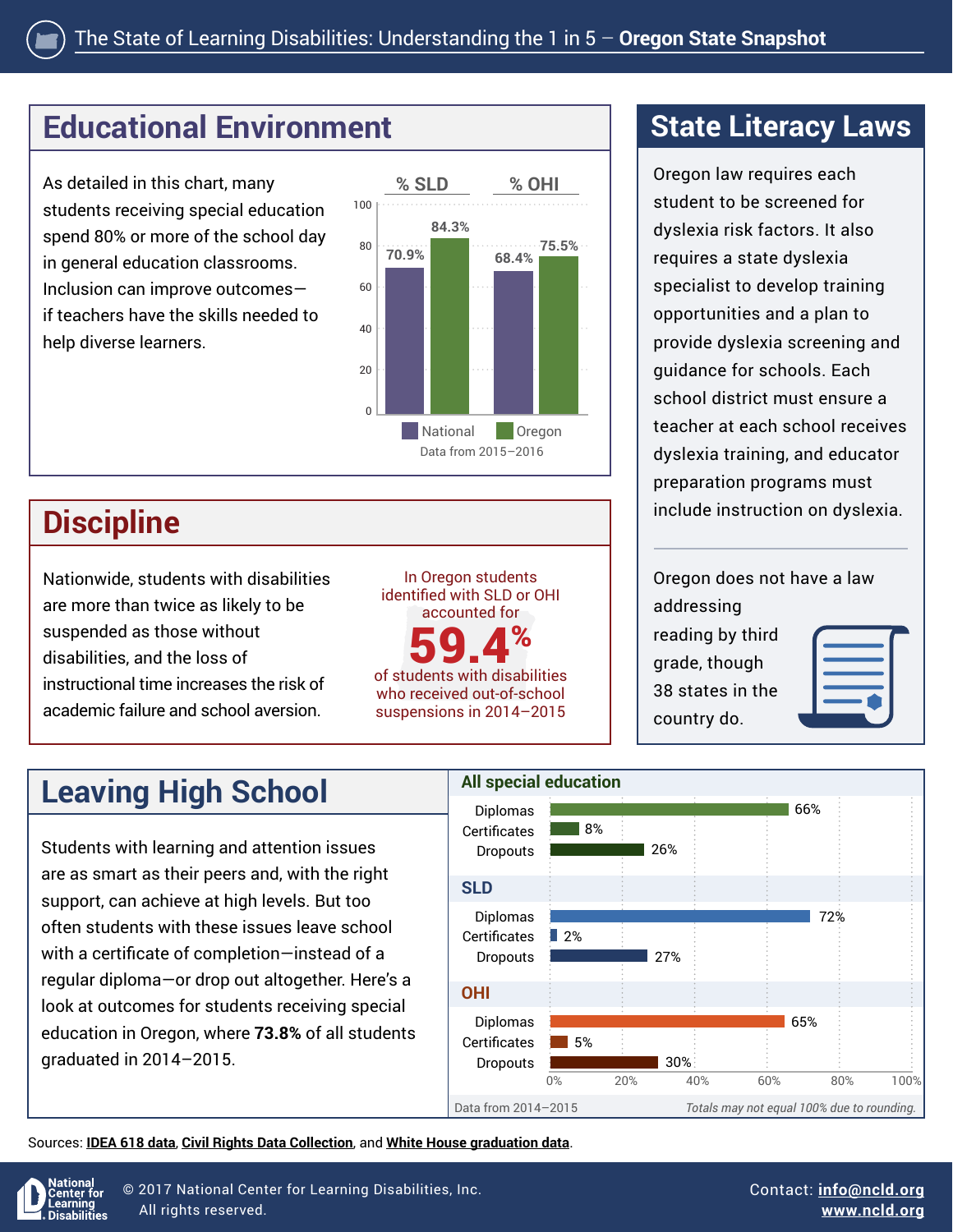# The State of Learning Disabilities: Understanding the 1 in 5 – **Oregon State Snapshot**

## Educational Environment

As detailed in this chart, many students receiving special education spend 80% or more of the school day in general education classrooms. Inclusion can improve outcomes—if teachers have the skills needed to help diverse learners.

% SLD
% OHI
100
80
60
40
20
0
70.9%
84.3%
68.4%
75.5%
National
Oregon
Data from 2015–2016

## Discipline

Nationwide, students with disabilities are more than twice as likely to be suspended as those without disabilities, and the loss of instructional time increases the risk of academic failure and school aversion.

In Oregon students identified with SLD or OHI accounted for **59.4%** of students with disabilities who received out-of-school suspensions in 2014–2015

## State Literacy Laws

Oregon law requires each student to be screened for dyslexia risk factors. It also requires a state dyslexia specialist to develop training opportunities and a plan to provide dyslexia screening and guidance for schools. Each school district must ensure a teacher at each school receives dyslexia training, and educator preparation programs must include instruction on dyslexia.

Oregon does not have a law addressing reading by third grade, though 38 states in the country do.

## Leaving High School

Students with learning and attention issues are as smart as their peers and, with the right support, can achieve at high levels. But too often students with these issues leave school with a certificate of completion—instead of a regular diploma—or drop out altogether. Here's a look at outcomes for students receiving special education in Oregon, where **73.8%** of all students graduated in 2014–2015.

**All special education**
Diplomas 66%
Certificates 8%
Dropouts 26%

**SLD**
Diplomas 72%
Certificates 2%
Dropouts 27%

**OHI**
Diplomas 65%
Certificates 5%
Dropouts 30%

0% 20% 40% 60% 80% 100%

Data from 2014–2015

*Totals may not equal 100% due to rounding.*

Sources: **IDEA 618 data**, **Civil Rights Data Collection**, and **White House graduation data**.

National Center for Learning Disabilities

© 2017 National Center for Learning Disabilities, Inc. All rights reserved.

Contact: **info@ncld.org** **www.ncld.org**